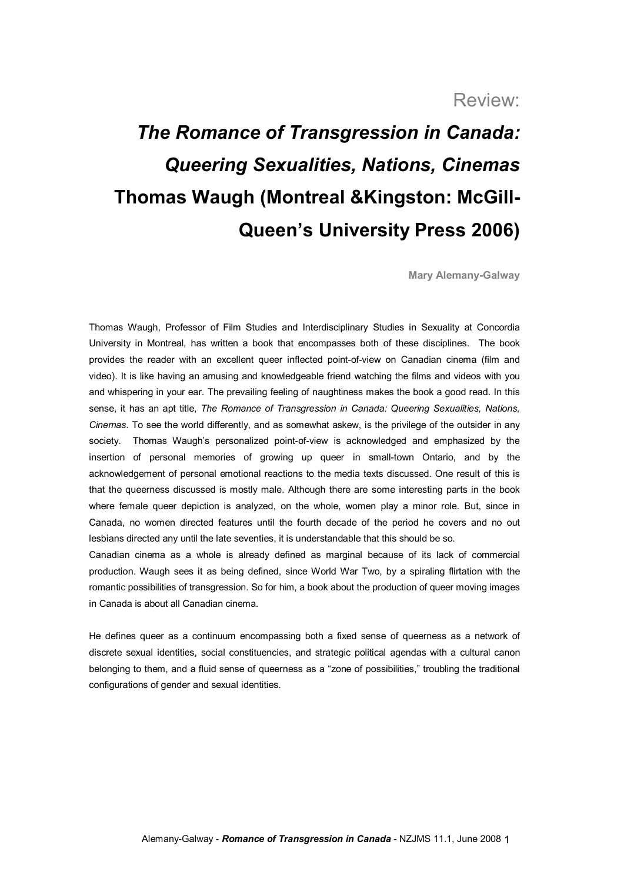Review:

# *The Romance of Transgression in Canada: Queering Sexualities, Nations, Cinemas* Thomas Waugh (Montreal &Kingston: McGill-Queen's University Press 2006)

**Mary Alemany-Galway**

Thomas Waugh, Professor of Film Studies and Interdisciplinary Studies in Sexuality at Concordia University in Montreal, has written a book that encompasses both of these disciplines. The book provides the reader with an excellent queer inflected point-of-view on Canadian cinema (film and video). It is like having an amusing and knowledgeable friend watching the films and videos with you and whispering in your ear. The prevailing feeling of naughtiness makes the book a good read. In this sense, it has an apt title, *The Romance of Transgression in Canada: Queering Sexualities, Nations, Cinemas*. To see the world differently, and as somewhat askew, is the privilege of the outsider in any society. Thomas Waugh's personalized point-of-view is acknowledged and emphasized by the insertion of personal memories of growing up queer in small-town Ontario, and by the acknowledgement of personal emotional reactions to the media texts discussed. One result of this is that the queerness discussed is mostly male. Although there are some interesting parts in the book where female queer depiction is analyzed, on the whole, women play a minor role. But, since in Canada, no women directed features until the fourth decade of the period he covers and no out lesbians directed any until the late seventies, it is understandable that this should be so.

Canadian cinema as a whole is already defined as marginal because of its lack of commercial production. Waugh sees it as being defined, since World War Two, by a spiraling flirtation with the romantic possibilities of transgression. So for him, a book about the production of queer moving images in Canada is about all Canadian cinema.

He defines queer as a continuum encompassing both a fixed sense of queerness as a network of discrete sexual identities, social constituencies, and strategic political agendas with a cultural canon belonging to them, and a fluid sense of queerness as a "zone of possibilities," troubling the traditional configurations of gender and sexual identities.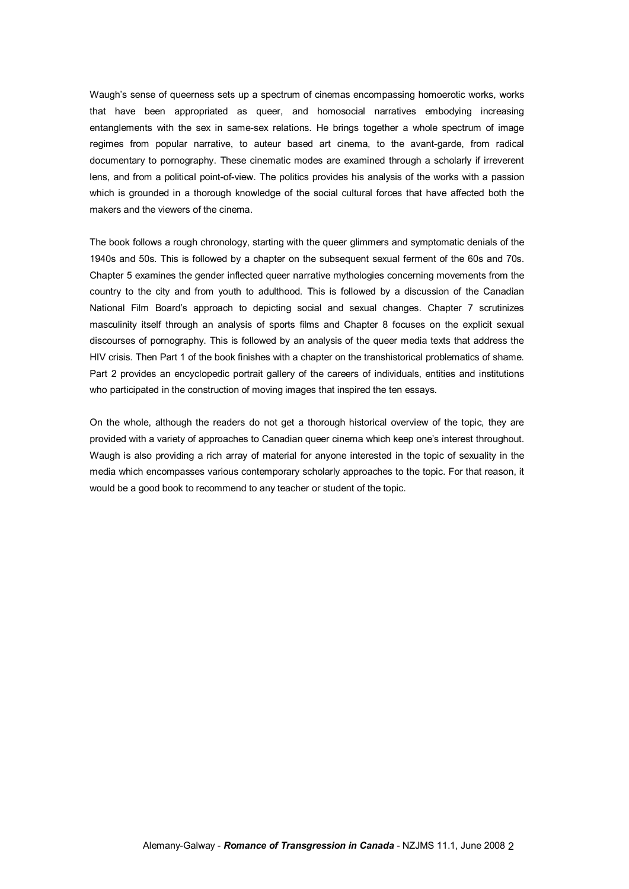Waugh's sense of queerness sets up a spectrum of cinemas encompassing homoerotic works, works that have been appropriated as queer, and homosocial narratives embodying increasing entanglements with the sex in same-sex relations. He brings together a whole spectrum of image regimes from popular narrative, to auteur based art cinema, to the avant-garde, from radical documentary to pornography. These cinematic modes are examined through a scholarly if irreverent lens, and from a political point-of-view. The politics provides his analysis of the works with a passion which is grounded in a thorough knowledge of the social cultural forces that have affected both the makers and the viewers of the cinema.

The book follows a rough chronology, starting with the queer glimmers and symptomatic denials of the 1940s and 50s. This is followed by a chapter on the subsequent sexual ferment of the 60s and 70s. Chapter 5 examines the gender inflected queer narrative mythologies concerning movements from the country to the city and from youth to adulthood. This is followed by a discussion of the Canadian National Film Board's approach to depicting social and sexual changes. Chapter 7 scrutinizes masculinity itself through an analysis of sports films and Chapter 8 focuses on the explicit sexual discourses of pornography. This is followed by an analysis of the queer media texts that address the HIV crisis. Then Part 1 of the book finishes with a chapter on the transhistorical problematics of shame. Part 2 provides an encyclopedic portrait gallery of the careers of individuals, entities and institutions who participated in the construction of moving images that inspired the ten essays.

On the whole, although the readers do not get a thorough historical overview of the topic, they are provided with a variety of approaches to Canadian queer cinema which keep one's interest throughout. Waugh is also providing a rich array of material for anyone interested in the topic of sexuality in the media which encompasses various contemporary scholarly approaches to the topic. For that reason, it would be a good book to recommend to any teacher or student of the topic.